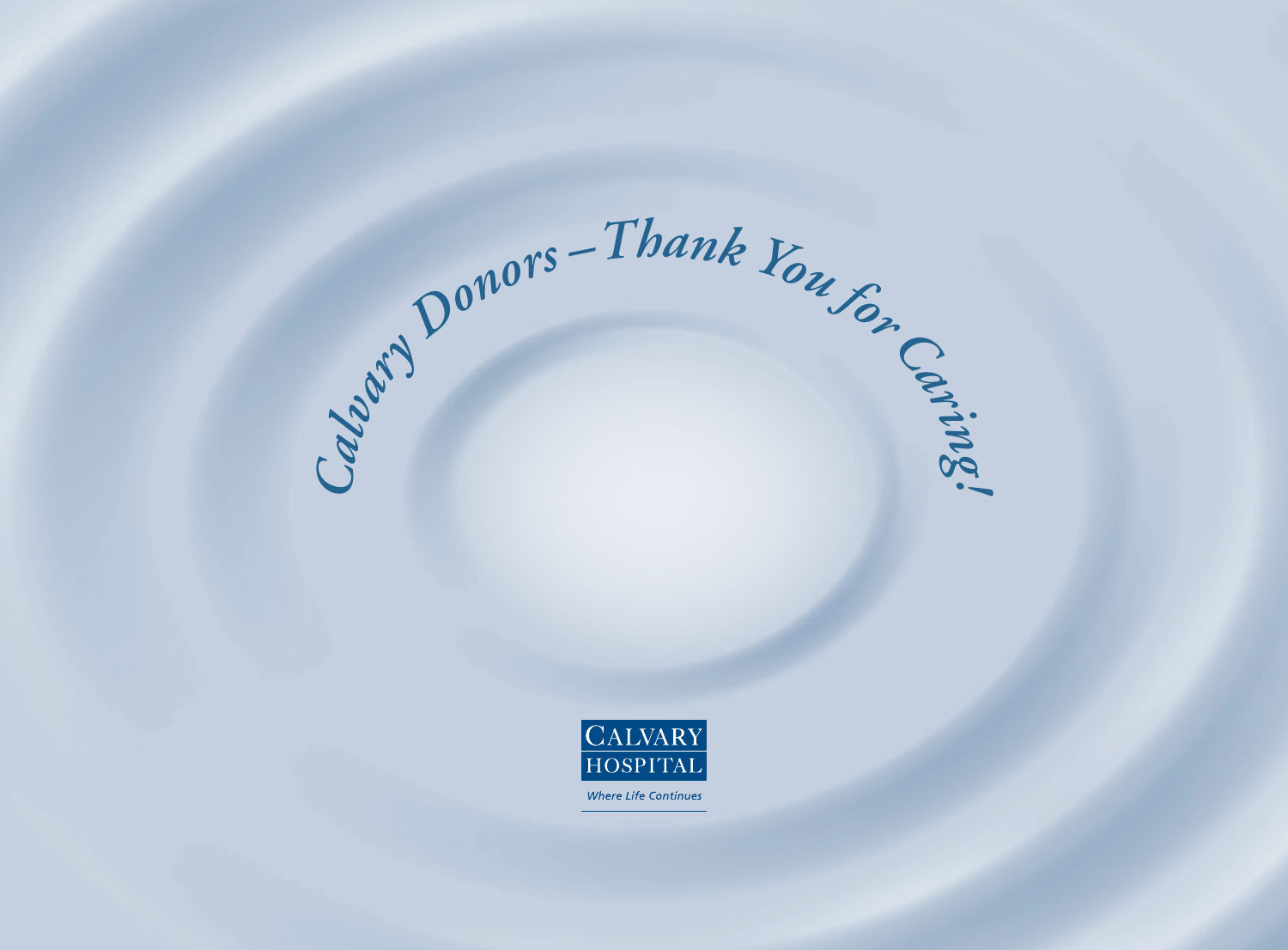# *Calvary Donors – Thank You for Caring!*

CALVARY HOSPITAL

*Where Life Continues*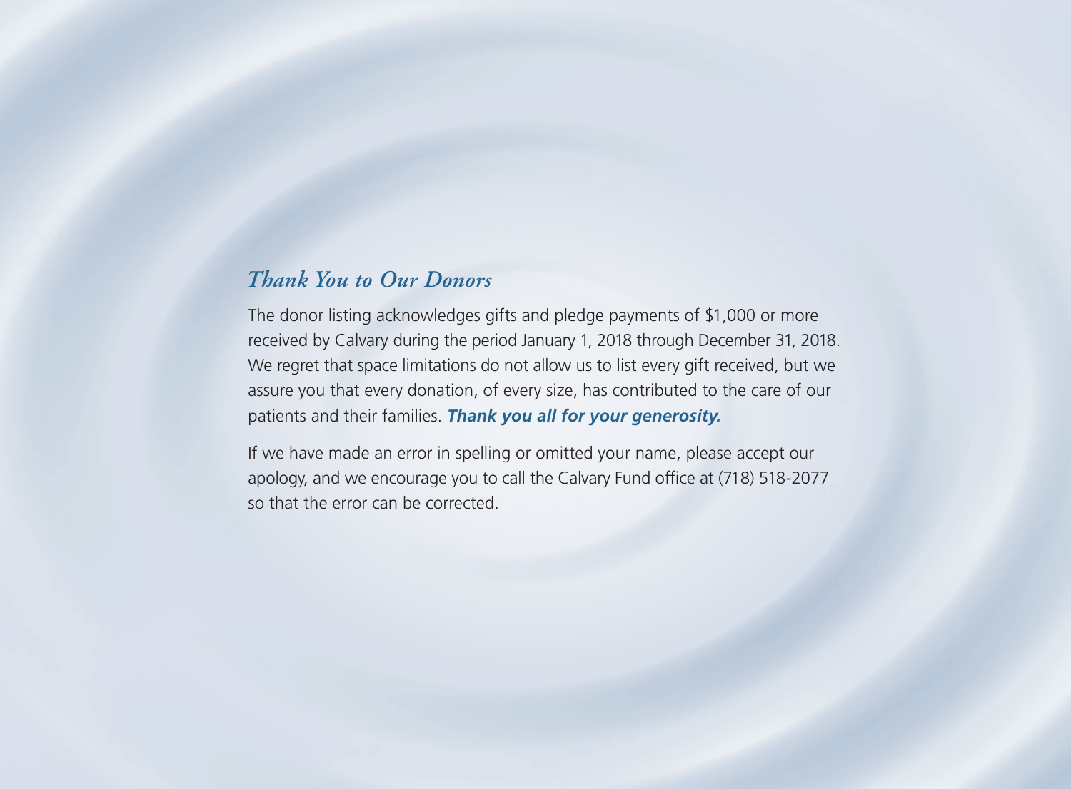## *Thank You to Our Donors*

The donor listing acknowledges gifts and pledge payments of $1,000 or more received by Calvary during the period January 1, 2018 through December 31, 2018. We regret that space limitations do not allow us to list every gift received, but we assure you that every donation, of every size, has contributed to the care of our patients and their families. ***Thank you all for your generosity.***

If we have made an error in spelling or omitted your name, please accept our apology, and we encourage you to call the Calvary Fund office at (718) 518-2077 so that the error can be corrected.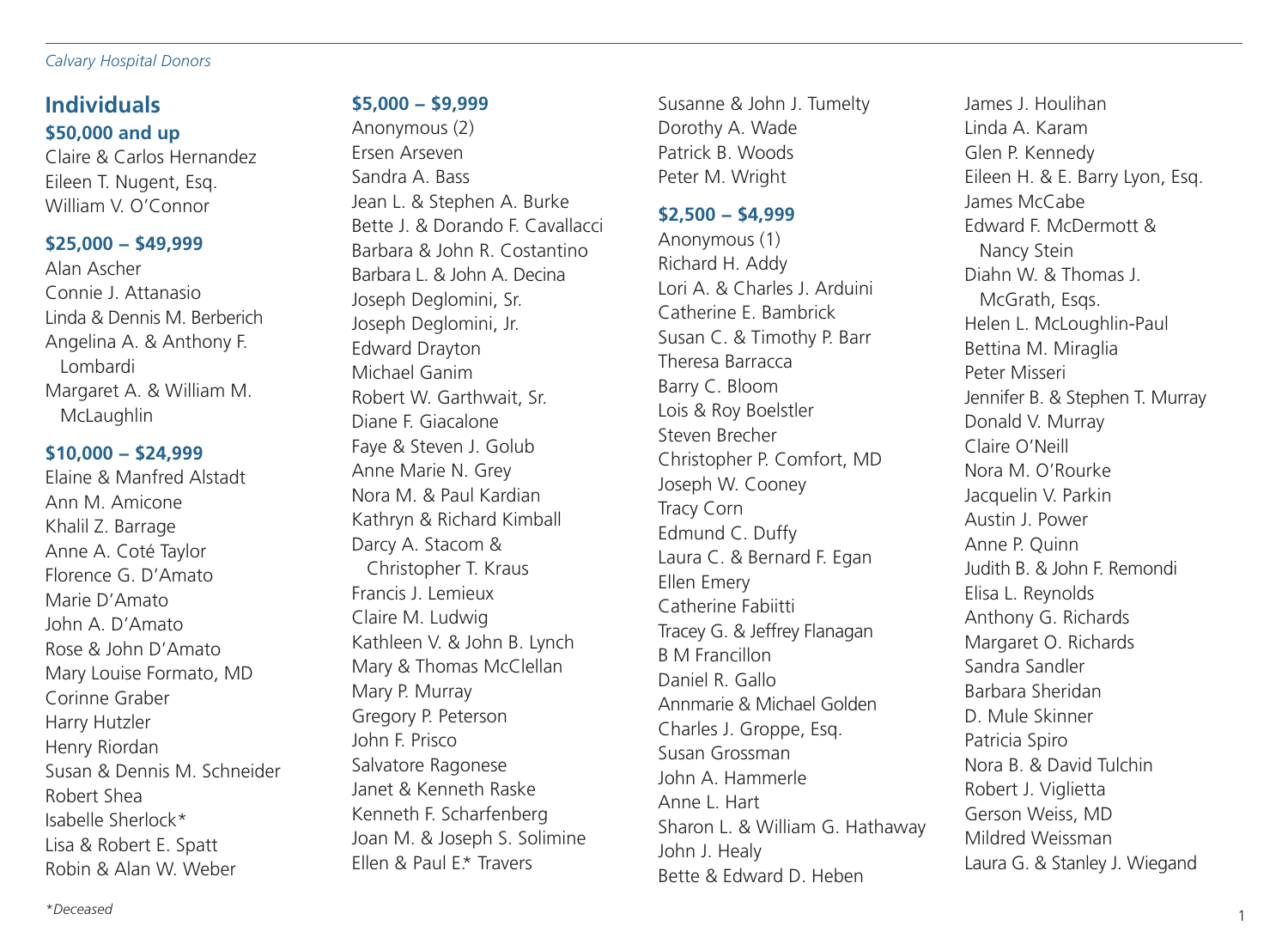## Individuals

### $50,000 and up

Claire & Carlos Hernandez
Eileen T. Nugent, Esq.
William V. O'Connor

### $25,000 – $49,999

Alan Ascher
Connie J. Attanasio
Linda & Dennis M. Berberich
Angelina A. & Anthony F. Lombardi
Margaret A. & William M. McLaughlin

### $10,000 – $24,999

Elaine & Manfred Alstadt
Ann M. Amicone
Khalil Z. Barrage
Anne A. Coté Taylor
Florence G. D'Amato
Marie D'Amato
John A. D'Amato
Rose & John D'Amato
Mary Louise Formato, MD
Corinne Graber
Harry Hutzler
Henry Riordan
Susan & Dennis M. Schneider
Robert Shea
Isabelle Sherlock*
Lisa & Robert E. Spatt
Robin & Alan W. Weber

### $5,000 – $9,999

Anonymous (2)
Ersen Arseven
Sandra A. Bass
Jean L. & Stephen A. Burke
Bette J. & Dorando F. Cavallacci
Barbara & John R. Costantino
Barbara L. & John A. Decina
Joseph Deglomini, Sr.
Joseph Deglomini, Jr.
Edward Drayton
Michael Ganim
Robert W. Garthwait, Sr.
Diane F. Giacalone
Faye & Steven J. Golub
Anne Marie N. Grey
Nora M. & Paul Kardian
Kathryn & Richard Kimball
Darcy A. Stacom & Christopher T. Kraus
Francis J. Lemieux
Claire M. Ludwig
Kathleen V. & John B. Lynch
Mary & Thomas McClellan
Mary P. Murray
Gregory P. Peterson
John F. Prisco
Salvatore Ragonese
Janet & Kenneth Raske
Kenneth F. Scharfenberg
Joan M. & Joseph S. Solimine
Ellen & Paul E.* Travers
Susanne & John J. Tumelty
Dorothy A. Wade
Patrick B. Woods
Peter M. Wright

### $2,500 – $4,999

Anonymous (1)
Richard H. Addy
Lori A. & Charles J. Arduini
Catherine E. Bambrick
Susan C. & Timothy P. Barr
Theresa Barracca
Barry C. Bloom
Lois & Roy Boelstler
Steven Brecher
Christopher P. Comfort, MD
Joseph W. Cooney
Tracy Corn
Edmund C. Duffy
Laura C. & Bernard F. Egan
Ellen Emery
Catherine Fabiitti
Tracey G. & Jeffrey Flanagan
B M Francillon
Daniel R. Gallo
Annmarie & Michael Golden
Charles J. Groppe, Esq.
Susan Grossman
John A. Hammerle
Anne L. Hart
Sharon L. & William G. Hathaway
John J. Healy
Bette & Edward D. Heben
James J. Houlihan
Linda A. Karam
Glen P. Kennedy
Eileen H. & E. Barry Lyon, Esq.
James McCabe
Edward F. McDermott & Nancy Stein
Diahn W. & Thomas J. McGrath, Esqs.
Helen L. McLoughlin-Paul
Bettina M. Miraglia
Peter Misseri
Jennifer B. & Stephen T. Murray
Donald V. Murray
Claire O'Neill
Nora M. O'Rourke
Jacquelin V. Parkin
Austin J. Power
Anne P. Quinn
Judith B. & John F. Remondi
Elisa L. Reynolds
Anthony G. Richards
Margaret O. Richards
Sandra Sandler
Barbara Sheridan
D. Mule Skinner
Patricia Spiro
Nora B. & David Tulchin
Robert J. Viglietta
Gerson Weiss, MD
Mildred Weissman
Laura G. & Stanley J. Wiegand

*Deceased*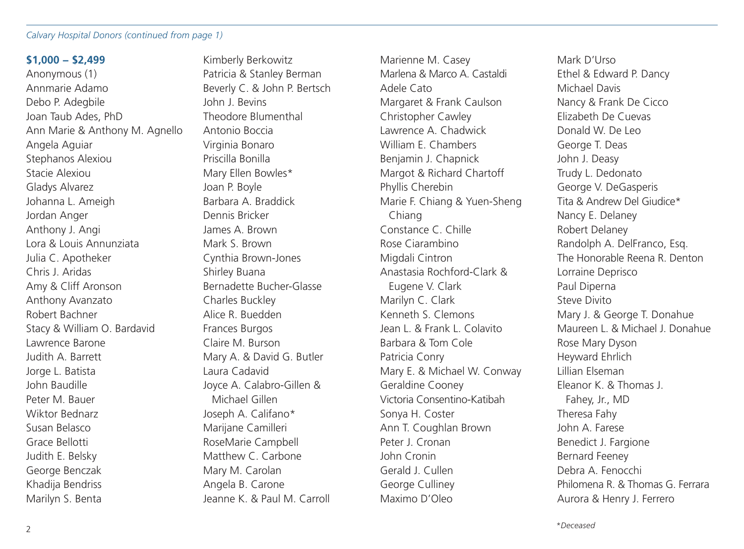*Calvary Hospital Donors (continued from page 1)*

**$1,000 – $2,499**

Anonymous (1)
Annmarie Adamo
Debo P. Adegbile
Joan Taub Ades, PhD
Ann Marie & Anthony M. Agnello
Angela Aguiar
Stephanos Alexiou
Stacie Alexiou
Gladys Alvarez
Johanna L. Ameigh
Jordan Anger
Anthony J. Angi
Lora & Louis Annunziata
Julia C. Apotheker
Chris J. Aridas
Amy & Cliff Aronson
Anthony Avanzato
Robert Bachner
Stacy & William O. Bardavid
Lawrence Barone
Judith A. Barrett
Jorge L. Batista
John Baudille
Peter M. Bauer
Wiktor Bednarz
Susan Belasco
Grace Bellotti
Judith E. Belsky
George Benczak
Khadija Bendriss
Marilyn S. Benta
Kimberly Berkowitz
Patricia & Stanley Berman
Beverly C. & John P. Bertsch
John J. Bevins
Theodore Blumenthal
Antonio Boccia
Virginia Bonaro
Priscilla Bonilla
Mary Ellen Bowles*
Joan P. Boyle
Barbara A. Braddick
Dennis Bricker
James A. Brown
Mark S. Brown
Cynthia Brown-Jones
Shirley Buana
Bernadette Bucher-Glasse
Charles Buckley
Alice R. Buedden
Frances Burgos
Claire M. Burson
Mary A. & David G. Butler
Laura Cadavid
Joyce A. Calabro-Gillen & Michael Gillen
Joseph A. Califano*
Marijane Camilleri
RoseMarie Campbell
Matthew C. Carbone
Mary M. Carolan
Angela B. Carone
Jeanne K. & Paul M. Carroll
Marienne M. Casey
Marlena & Marco A. Castaldi
Adele Cato
Margaret & Frank Caulson
Christopher Cawley
Lawrence A. Chadwick
William E. Chambers
Benjamin J. Chapnick
Margot & Richard Chartoff
Phyllis Cherebin
Marie F. Chiang & Yuen-Sheng Chiang
Constance C. Chille
Rose Ciarambino
Migdali Cintron
Anastasia Rochford-Clark & Eugene V. Clark
Marilyn C. Clark
Kenneth S. Clemons
Jean L. & Frank L. Colavito
Barbara & Tom Cole
Patricia Conry
Mary E. & Michael W. Conway
Geraldine Cooney
Victoria Consentino-Katibah
Sonya H. Coster
Ann T. Coughlan Brown
Peter J. Cronan
John Cronin
Gerald J. Cullen
George Culliney
Maximo D'Oleo
Mark D'Urso
Ethel & Edward P. Dancy
Michael Davis
Nancy & Frank De Cicco
Elizabeth De Cuevas
Donald W. De Leo
George T. Deas
John J. Deasy
Trudy L. Dedonato
George V. DeGasperis
Tita & Andrew Del Giudice*
Nancy E. Delaney
Robert Delaney
Randolph A. DelFranco, Esq.
The Honorable Reena R. Denton
Lorraine Deprisco
Paul Diperna
Steve Divito
Mary J. & George T. Donahue
Maureen L. & Michael J. Donahue
Rose Mary Dyson
Heyward Ehrlich
Lillian Elseman
Eleanor K. & Thomas J. Fahey, Jr., MD
Theresa Fahy
John A. Farese
Benedict J. Fargione
Bernard Feeney
Debra A. Fenocchi
Philomena R. & Thomas G. Ferrara
Aurora & Henry J. Ferrero

*\*Deceased*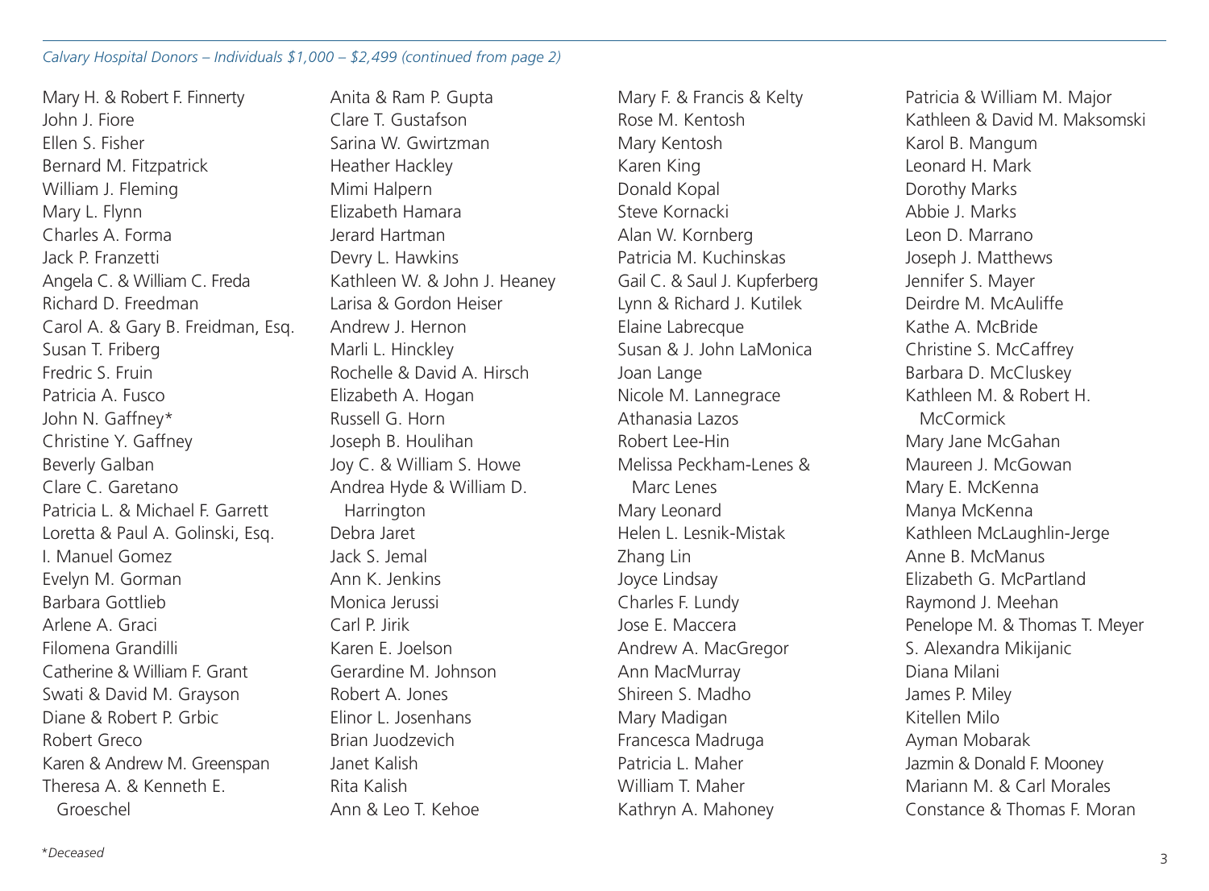*Calvary Hospital Donors – Individuals $1,000 – $2,499 (continued from page 2)*

Mary H. & Robert F. Finnerty
John J. Fiore
Ellen S. Fisher
Bernard M. Fitzpatrick
William J. Fleming
Mary L. Flynn
Charles A. Forma
Jack P. Franzetti
Angela C. & William C. Freda
Richard D. Freedman
Carol A. & Gary B. Freidman, Esq.
Susan T. Friberg
Fredric S. Fruin
Patricia A. Fusco
John N. Gaffney*
Christine Y. Gaffney
Beverly Galban
Clare C. Garetano
Patricia L. & Michael F. Garrett
Loretta & Paul A. Golinski, Esq.
I. Manuel Gomez
Evelyn M. Gorman
Barbara Gottlieb
Arlene A. Graci
Filomena Grandilli
Catherine & William F. Grant
Swati & David M. Grayson
Diane & Robert P. Grbic
Robert Greco
Karen & Andrew M. Greenspan
Theresa A. & Kenneth E. Groeschel
Anita & Ram P. Gupta
Clare T. Gustafson
Sarina W. Gwirtzman
Heather Hackley
Mimi Halpern
Elizabeth Hamara
Jerard Hartman
Devry L. Hawkins
Kathleen W. & John J. Heaney
Larisa & Gordon Heiser
Andrew J. Hernon
Marli L. Hinckley
Rochelle & David A. Hirsch
Elizabeth A. Hogan
Russell G. Horn
Joseph B. Houlihan
Joy C. & William S. Howe
Andrea Hyde & William D. Harrington
Debra Jaret
Jack S. Jemal
Ann K. Jenkins
Monica Jerussi
Carl P. Jirik
Karen E. Joelson
Gerardine M. Johnson
Robert A. Jones
Elinor L. Josenhans
Brian Juodzevich
Janet Kalish
Rita Kalish
Ann & Leo T. Kehoe
Mary F. & Francis & Kelty
Rose M. Kentosh
Mary Kentosh
Karen King
Donald Kopal
Steve Kornacki
Alan W. Kornberg
Patricia M. Kuchinskas
Gail C. & Saul J. Kupferberg
Lynn & Richard J. Kutilek
Elaine Labrecque
Susan & J. John LaMonica
Joan Lange
Nicole M. Lannegrace
Athanasia Lazos
Robert Lee-Hin
Melissa Peckham-Lenes & Marc Lenes
Mary Leonard
Helen L. Lesnik-Mistak
Zhang Lin
Joyce Lindsay
Charles F. Lundy
Jose E. Maccera
Andrew A. MacGregor
Ann MacMurray
Shireen S. Madho
Mary Madigan
Francesca Madruga
Patricia L. Maher
William T. Maher
Kathryn A. Mahoney
Patricia & William M. Major
Kathleen & David M. Maksomski
Karol B. Mangum
Leonard H. Mark
Dorothy Marks
Abbie J. Marks
Leon D. Marrano
Joseph J. Matthews
Jennifer S. Mayer
Deirdre M. McAuliffe
Kathe A. McBride
Christine S. McCaffrey
Barbara D. McCluskey
Kathleen M. & Robert H. McCormick
Mary Jane McGahan
Maureen J. McGowan
Mary E. McKenna
Manya McKenna
Kathleen McLaughlin-Jerge
Anne B. McManus
Elizabeth G. McPartland
Raymond J. Meehan
Penelope M. & Thomas T. Meyer
S. Alexandra Mikijanic
Diana Milani
James P. Miley
Kitellen Milo
Ayman Mobarak
Jazmin & Donald F. Mooney
Mariann M. & Carl Morales
Constance & Thomas F. Moran

*\*Deceased*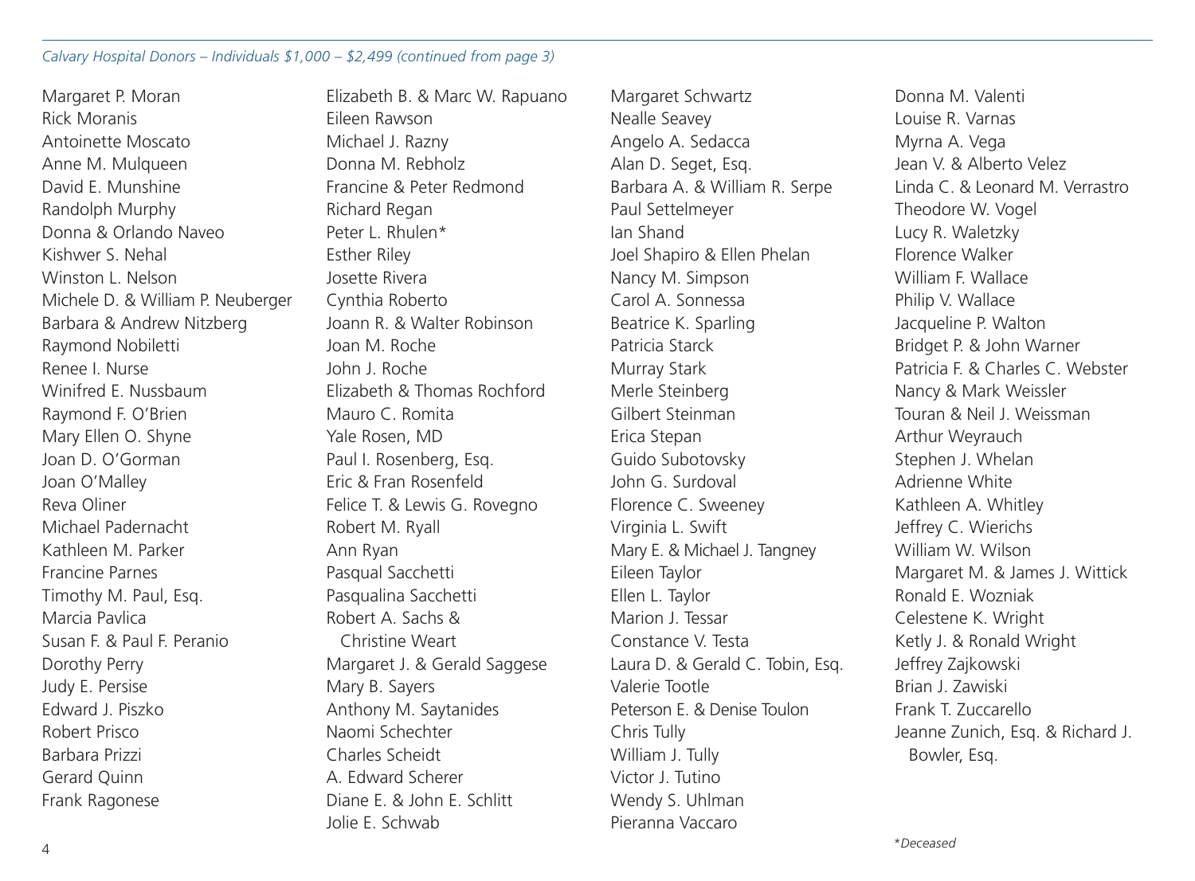*Calvary Hospital Donors – Individuals $1,000 – $2,499 (continued from page 3)*

Margaret P. Moran
Rick Moranis
Antoinette Moscato
Anne M. Mulqueen
David E. Munshine
Randolph Murphy
Donna & Orlando Naveo
Kishwer S. Nehal
Winston L. Nelson
Michele D. & William P. Neuberger
Barbara & Andrew Nitzberg
Raymond Nobiletti
Renee I. Nurse
Winifred E. Nussbaum
Raymond F. O'Brien
Mary Ellen O. Shyne
Joan D. O'Gorman
Joan O'Malley
Reva Oliner
Michael Padernacht
Kathleen M. Parker
Francine Parnes
Timothy M. Paul, Esq.
Marcia Pavlica
Susan F. & Paul F. Peranio
Dorothy Perry
Judy E. Persise
Edward J. Piszko
Robert Prisco
Barbara Prizzi
Gerard Quinn
Frank Ragonese
Elizabeth B. & Marc W. Rapuano
Eileen Rawson
Michael J. Razny
Donna M. Rebholz
Francine & Peter Redmond
Richard Regan
Peter L. Rhulen*
Esther Riley
Josette Rivera
Cynthia Roberto
Joann R. & Walter Robinson
Joan M. Roche
John J. Roche
Elizabeth & Thomas Rochford
Mauro C. Romita
Yale Rosen, MD
Paul I. Rosenberg, Esq.
Eric & Fran Rosenfeld
Felice T. & Lewis G. Rovegno
Robert M. Ryall
Ann Ryan
Pasqual Sacchetti
Pasqualina Sacchetti
Robert A. Sachs & Christine Weart
Margaret J. & Gerald Saggese
Mary B. Sayers
Anthony M. Saytanides
Naomi Schechter
Charles Scheidt
A. Edward Scherer
Diane E. & John E. Schlitt
Jolie E. Schwab
Margaret Schwartz
Nealle Seavey
Angelo A. Sedacca
Alan D. Seget, Esq.
Barbara A. & William R. Serpe
Paul Settelmeyer
Ian Shand
Joel Shapiro & Ellen Phelan
Nancy M. Simpson
Carol A. Sonnessa
Beatrice K. Sparling
Patricia Starck
Murray Stark
Merle Steinberg
Gilbert Steinman
Erica Stepan
Guido Subotovsky
John G. Surdoval
Florence C. Sweeney
Virginia L. Swift
Mary E. & Michael J. Tangney
Eileen Taylor
Ellen L. Taylor
Marion J. Tessar
Constance V. Testa
Laura D. & Gerald C. Tobin, Esq.
Valerie Tootle
Peterson E. & Denise Toulon
Chris Tully
William J. Tully
Victor J. Tutino
Wendy S. Uhlman
Pieranna Vaccaro
Donna M. Valenti
Louise R. Varnas
Myrna A. Vega
Jean V. & Alberto Velez
Linda C. & Leonard M. Verrastro
Theodore W. Vogel
Lucy R. Waletzky
Florence Walker
William F. Wallace
Philip V. Wallace
Jacqueline P. Walton
Bridget P. & John Warner
Patricia F. & Charles C. Webster
Nancy & Mark Weissler
Touran & Neil J. Weissman
Arthur Weyrauch
Stephen J. Whelan
Adrienne White
Kathleen A. Whitley
Jeffrey C. Wierichs
William W. Wilson
Margaret M. & James J. Wittick
Ronald E. Wozniak
Celestene K. Wright
Ketly J. & Ronald Wright
Jeffrey Zajkowski
Brian J. Zawiski
Frank T. Zuccarello
Jeanne Zunich, Esq. & Richard J. Bowler, Esq.

*Deceased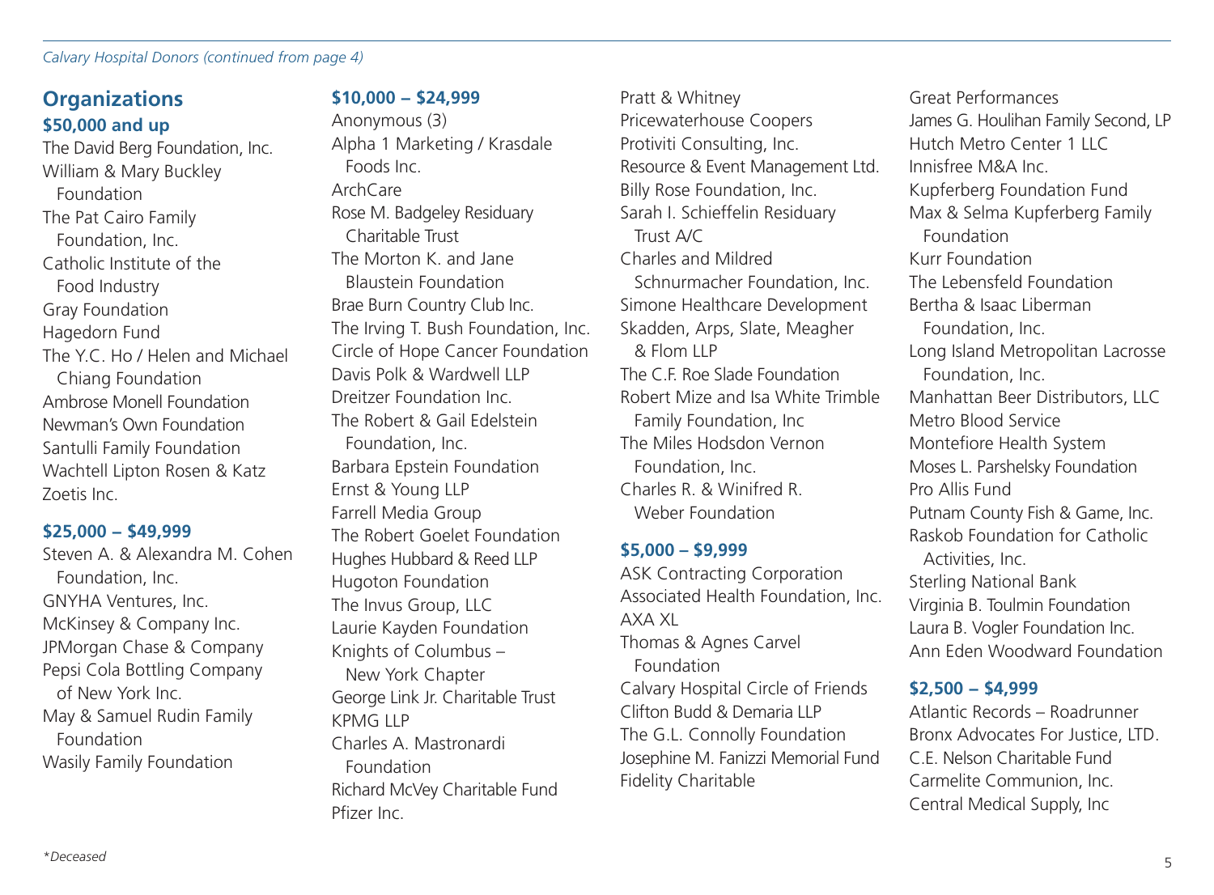*Calvary Hospital Donors (continued from page 4)*

## Organizations

### $50,000 and up

The David Berg Foundation, Inc.
William & Mary Buckley Foundation
The Pat Cairo Family Foundation, Inc.
Catholic Institute of the Food Industry
Gray Foundation
Hagedorn Fund
The Y.C. Ho / Helen and Michael Chiang Foundation
Ambrose Monell Foundation
Newman's Own Foundation
Santulli Family Foundation
Wachtell Lipton Rosen & Katz
Zoetis Inc.

### $25,000 – $49,999

Steven A. & Alexandra M. Cohen Foundation, Inc.
GNYHA Ventures, Inc.
McKinsey & Company Inc.
JPMorgan Chase & Company
Pepsi Cola Bottling Company of New York Inc.
May & Samuel Rudin Family Foundation
Wasily Family Foundation

### $10,000 – $24,999

Anonymous (3)
Alpha 1 Marketing / Krasdale Foods Inc.
ArchCare
Rose M. Badgeley Residuary Charitable Trust
The Morton K. and Jane Blaustein Foundation
Brae Burn Country Club Inc.
The Irving T. Bush Foundation, Inc.
Circle of Hope Cancer Foundation
Davis Polk & Wardwell LLP
Dreitzer Foundation Inc.
The Robert & Gail Edelstein Foundation, Inc.
Barbara Epstein Foundation
Ernst & Young LLP
Farrell Media Group
The Robert Goelet Foundation
Hughes Hubbard & Reed LLP
Hugoton Foundation
The Invus Group, LLC
Laurie Kayden Foundation
Knights of Columbus – New York Chapter
George Link Jr. Charitable Trust
KPMG LLP
Charles A. Mastronardi Foundation
Richard McVey Charitable Fund
Pfizer Inc.
Pratt & Whitney
Pricewaterhouse Coopers
Protiviti Consulting, Inc.
Resource & Event Management Ltd.
Billy Rose Foundation, Inc.
Sarah I. Schieffelin Residuary Trust A/C
Charles and Mildred Schnurmacher Foundation, Inc.
Simone Healthcare Development
Skadden, Arps, Slate, Meagher & Flom LLP
The C.F. Roe Slade Foundation
Robert Mize and Isa White Trimble Family Foundation, Inc
The Miles Hodsdon Vernon Foundation, Inc.
Charles R. & Winifred R. Weber Foundation

### $5,000 – $9,999

ASK Contracting Corporation
Associated Health Foundation, Inc.
AXA XL
Thomas & Agnes Carvel Foundation
Calvary Hospital Circle of Friends
Clifton Budd & Demaria LLP
The G.L. Connolly Foundation
Josephine M. Fanizzi Memorial Fund
Fidelity Charitable
Great Performances
James G. Houlihan Family Second, LP
Hutch Metro Center 1 LLC
Innisfree M&A Inc.
Kupferberg Foundation Fund
Max & Selma Kupferberg Family Foundation
Kurr Foundation
The Lebensfeld Foundation
Bertha & Isaac Liberman Foundation, Inc.
Long Island Metropolitan Lacrosse Foundation, Inc.
Manhattan Beer Distributors, LLC
Metro Blood Service
Montefiore Health System
Moses L. Parshelsky Foundation
Pro Allis Fund
Putnam County Fish & Game, Inc.
Raskob Foundation for Catholic Activities, Inc.
Sterling National Bank
Virginia B. Toulmin Foundation
Laura B. Vogler Foundation Inc.
Ann Eden Woodward Foundation

### $2,500 – $4,999

Atlantic Records – Roadrunner
Bronx Advocates For Justice, LTD.
C.E. Nelson Charitable Fund
Carmelite Communion, Inc.
Central Medical Supply, Inc

*Deceased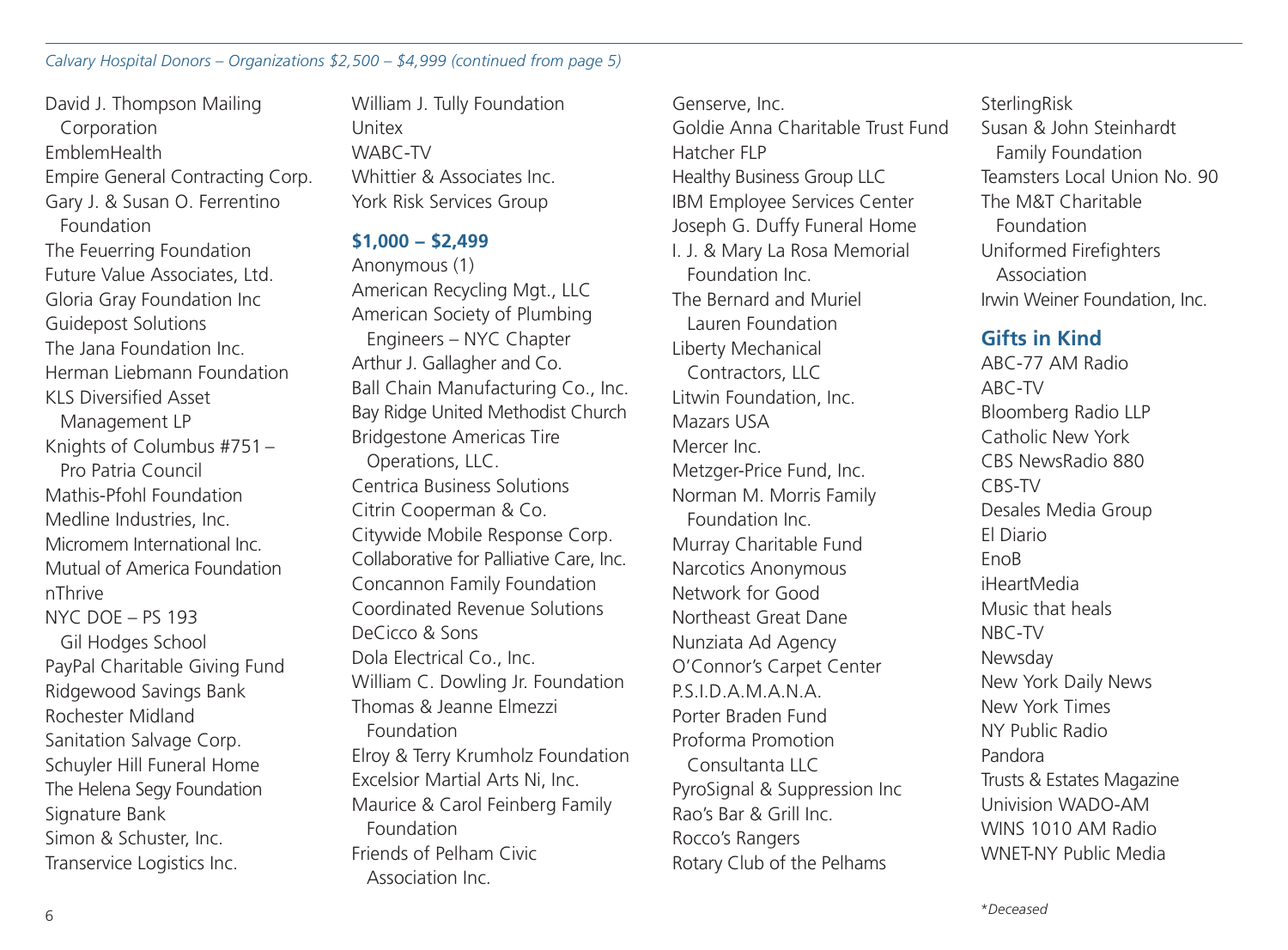*Calvary Hospital Donors – Organizations $2,500 – $4,999 (continued from page 5)*

David J. Thompson Mailing Corporation
EmblemHealth
Empire General Contracting Corp.
Gary J. & Susan O. Ferrentino Foundation
The Feuerring Foundation
Future Value Associates, Ltd.
Gloria Gray Foundation Inc
Guidepost Solutions
The Jana Foundation Inc.
Herman Liebmann Foundation
KLS Diversified Asset Management LP
Knights of Columbus #751 – Pro Patria Council
Mathis-Pfohl Foundation
Medline Industries, Inc.
Micromem International Inc.
Mutual of America Foundation
nThrive
NYC DOE – PS 193 Gil Hodges School
PayPal Charitable Giving Fund
Ridgewood Savings Bank
Rochester Midland
Sanitation Salvage Corp.
Schuyler Hill Funeral Home
The Helena Segy Foundation
Signature Bank
Simon & Schuster, Inc.
Transervice Logistics Inc.
William J. Tully Foundation
Unitex
WABC-TV
Whittier & Associates Inc.
York Risk Services Group

### $1,000 – $2,499

Anonymous (1)
American Recycling Mgt., LLC
American Society of Plumbing Engineers – NYC Chapter
Arthur J. Gallagher and Co.
Ball Chain Manufacturing Co., Inc.
Bay Ridge United Methodist Church
Bridgestone Americas Tire Operations, LLC.
Centrica Business Solutions
Citrin Cooperman & Co.
Citywide Mobile Response Corp.
Collaborative for Palliative Care, Inc.
Concannon Family Foundation
Coordinated Revenue Solutions
DeCicco & Sons
Dola Electrical Co., Inc.
William C. Dowling Jr. Foundation
Thomas & Jeanne Elmezzi Foundation
Elroy & Terry Krumholz Foundation
Excelsior Martial Arts Ni, Inc.
Maurice & Carol Feinberg Family Foundation
Friends of Pelham Civic Association Inc.
Genserve, Inc.
Goldie Anna Charitable Trust Fund
Hatcher FLP
Healthy Business Group LLC
IBM Employee Services Center
Joseph G. Duffy Funeral Home
I. J. & Mary La Rosa Memorial Foundation Inc.
The Bernard and Muriel Lauren Foundation
Liberty Mechanical Contractors, LLC
Litwin Foundation, Inc.
Mazars USA
Mercer Inc.
Metzger-Price Fund, Inc.
Norman M. Morris Family Foundation Inc.
Murray Charitable Fund
Narcotics Anonymous
Network for Good
Northeast Great Dane
Nunziata Ad Agency
O'Connor's Carpet Center
P.S.I.D.A.M.A.N.A.
Porter Braden Fund
Proforma Promotion Consultanta LLC
PyroSignal & Suppression Inc
Rao's Bar & Grill Inc.
Rocco's Rangers
Rotary Club of the Pelhams
SterlingRisk
Susan & John Steinhardt Family Foundation
Teamsters Local Union No. 90
The M&T Charitable Foundation
Uniformed Firefighters Association
Irwin Weiner Foundation, Inc.

### Gifts in Kind

ABC-77 AM Radio
ABC-TV
Bloomberg Radio LLP
Catholic New York
CBS NewsRadio 880
CBS-TV
Desales Media Group
El Diario
EnoB
iHeartMedia
Music that heals
NBC-TV
Newsday
New York Daily News
New York Times
NY Public Radio
Pandora
Trusts & Estates Magazine
Univision WADO-AM
WINS 1010 AM Radio
WNET-NY Public Media

*\*Deceased*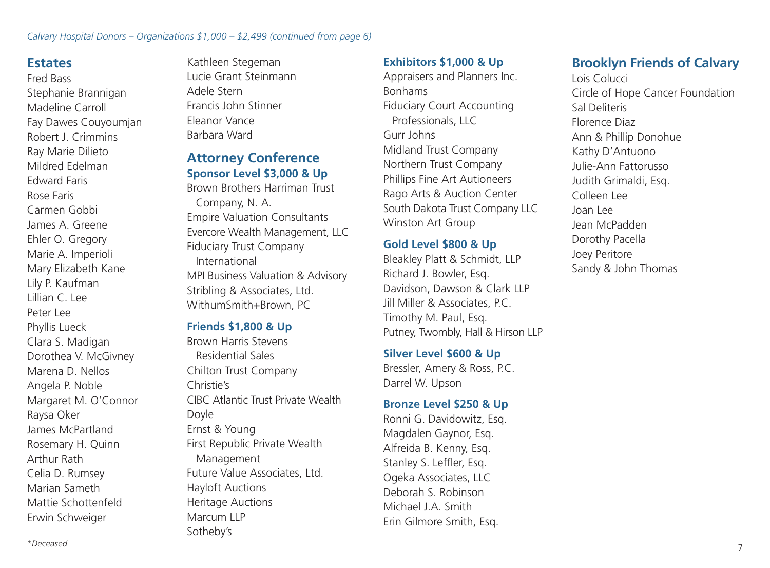*Calvary Hospital Donors – Organizations $1,000 – $2,499 (continued from page 6)*

## Estates

Fred Bass
Stephanie Brannigan
Madeline Carroll
Fay Dawes Couyoumjan
Robert J. Crimmins
Ray Marie Dilieto
Mildred Edelman
Edward Faris
Rose Faris
Carmen Gobbi
James A. Greene
Ehler O. Gregory
Marie A. Imperioli
Mary Elizabeth Kane
Lily P. Kaufman
Lillian C. Lee
Peter Lee
Phyllis Lueck
Clara S. Madigan
Dorothea V. McGivney
Marena D. Nellos
Angela P. Noble
Margaret M. O'Connor
Raysa Oker
James McPartland
Rosemary H. Quinn
Arthur Rath
Celia D. Rumsey
Marian Sameth
Mattie Schottenfeld
Erwin Schweiger
Kathleen Stegeman
Lucie Grant Steinmann
Adele Stern
Francis John Stinner
Eleanor Vance
Barbara Ward

## Attorney Conference

### Sponsor Level $3,000 & Up

Brown Brothers Harriman Trust Company, N. A.
Empire Valuation Consultants
Evercore Wealth Management, LLC
Fiduciary Trust Company International
MPI Business Valuation & Advisory
Stribling & Associates, Ltd.
WithumSmith+Brown, PC

### Friends $1,800 & Up

Brown Harris Stevens Residential Sales
Chilton Trust Company
Christie's
CIBC Atlantic Trust Private Wealth
Doyle
Ernst & Young
First Republic Private Wealth Management
Future Value Associates, Ltd.
Hayloft Auctions
Heritage Auctions
Marcum LLP
Sotheby's

### Exhibitors $1,000 & Up

Appraisers and Planners Inc.
Bonhams
Fiduciary Court Accounting Professionals, LLC
Gurr Johns
Midland Trust Company
Northern Trust Company
Phillips Fine Art Autioneers
Rago Arts & Auction Center
South Dakota Trust Company LLC
Winston Art Group

### Gold Level $800 & Up

Bleakley Platt & Schmidt, LLP
Richard J. Bowler, Esq.
Davidson, Dawson & Clark LLP
Jill Miller & Associates, P.C.
Timothy M. Paul, Esq.
Putney, Twombly, Hall & Hirson LLP

### Silver Level $600 & Up

Bressler, Amery & Ross, P.C.
Darrel W. Upson

### Bronze Level $250 & Up

Ronni G. Davidowitz, Esq.
Magdalen Gaynor, Esq.
Alfreida B. Kenny, Esq.
Stanley S. Leffler, Esq.
Ogeka Associates, LLC
Deborah S. Robinson
Michael J.A. Smith
Erin Gilmore Smith, Esq.

## Brooklyn Friends of Calvary

Lois Colucci
Circle of Hope Cancer Foundation
Sal Deliteris
Florence Diaz
Ann & Phillip Donohue
Kathy D'Antuono
Julie-Ann Fattorusso
Judith Grimaldi, Esq.
Colleen Lee
Joan Lee
Jean McPadden
Dorothy Pacella
Joey Peritore
Sandy & John Thomas

*\*Deceased*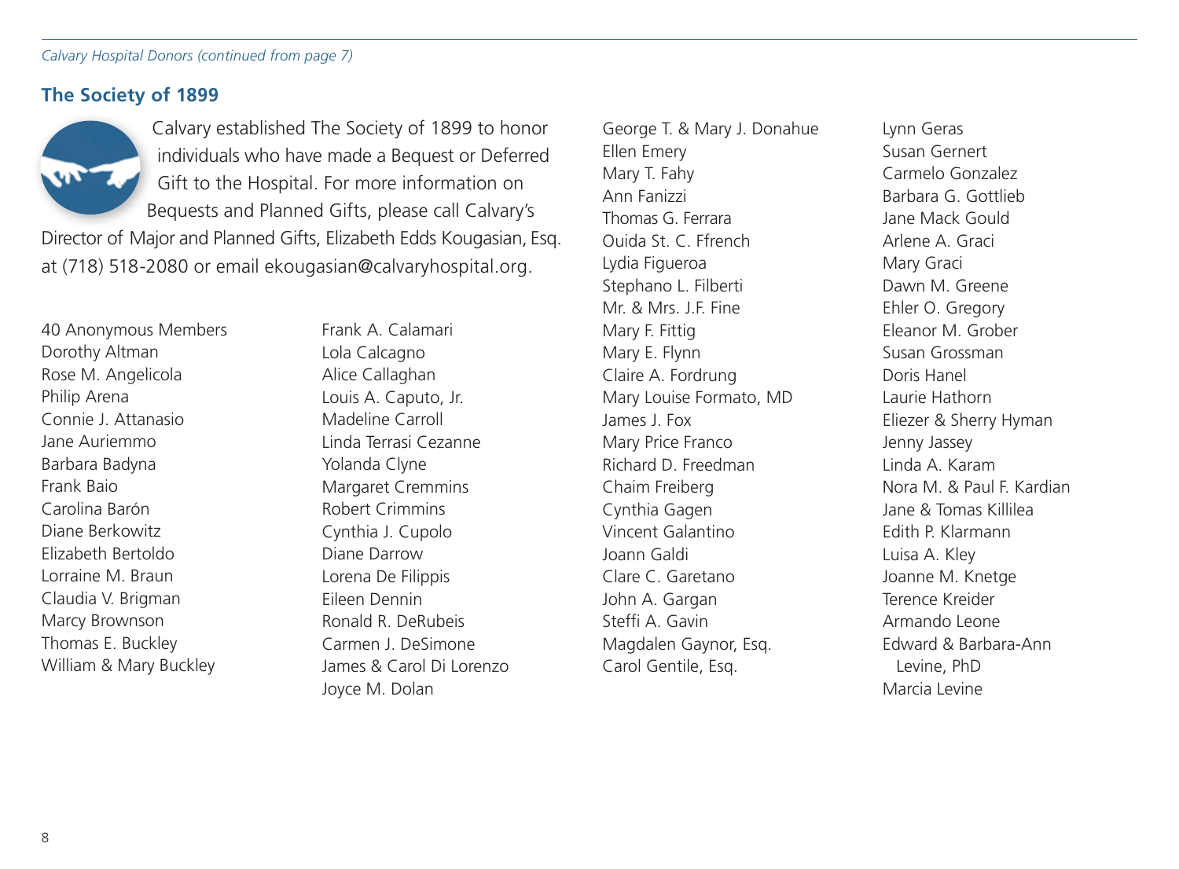*Calvary Hospital Donors (continued from page 7)*

## The Society of 1899

Calvary established The Society of 1899 to honor individuals who have made a Bequest or Deferred Gift to the Hospital. For more information on Bequests and Planned Gifts, please call Calvary's Director of Major and Planned Gifts, Elizabeth Edds Kougasian, Esq. at (718) 518-2080 or email ekougasian@calvaryhospital.org.

40 Anonymous Members
Dorothy Altman
Rose M. Angelicola
Philip Arena
Connie J. Attanasio
Jane Auriemmo
Barbara Badyna
Frank Baio
Carolina Barón
Diane Berkowitz
Elizabeth Bertoldo
Lorraine M. Braun
Claudia V. Brigman
Marcy Brownson
Thomas E. Buckley
William & Mary Buckley
Frank A. Calamari
Lola Calcagno
Alice Callaghan
Louis A. Caputo, Jr.
Madeline Carroll
Linda Terrasi Cezanne
Yolanda Clyne
Margaret Cremmins
Robert Crimmins
Cynthia J. Cupolo
Diane Darrow
Lorena De Filippis
Eileen Dennin
Ronald R. DeRubeis
Carmen J. DeSimone
James & Carol Di Lorenzo
Joyce M. Dolan
George T. & Mary J. Donahue
Ellen Emery
Mary T. Fahy
Ann Fanizzi
Thomas G. Ferrara
Ouida St. C. Ffrench
Lydia Figueroa
Stephano L. Filberti
Mr. & Mrs. J.F. Fine
Mary F. Fittig
Mary E. Flynn
Claire A. Fordrung
Mary Louise Formato, MD
James J. Fox
Mary Price Franco
Richard D. Freedman
Chaim Freiberg
Cynthia Gagen
Vincent Galantino
Joann Galdi
Clare C. Garetano
John A. Gargan
Steffi A. Gavin
Magdalen Gaynor, Esq.
Carol Gentile, Esq.
Lynn Geras
Susan Gernert
Carmelo Gonzalez
Barbara G. Gottlieb
Jane Mack Gould
Arlene A. Graci
Mary Graci
Dawn M. Greene
Ehler O. Gregory
Eleanor M. Grober
Susan Grossman
Doris Hanel
Laurie Hathorn
Eliezer & Sherry Hyman
Jenny Jassey
Linda A. Karam
Nora M. & Paul F. Kardian
Jane & Tomas Killilea
Edith P. Klarmann
Luisa A. Kley
Joanne M. Knetge
Terence Kreider
Armando Leone
Edward & Barbara-Ann Levine, PhD
Marcia Levine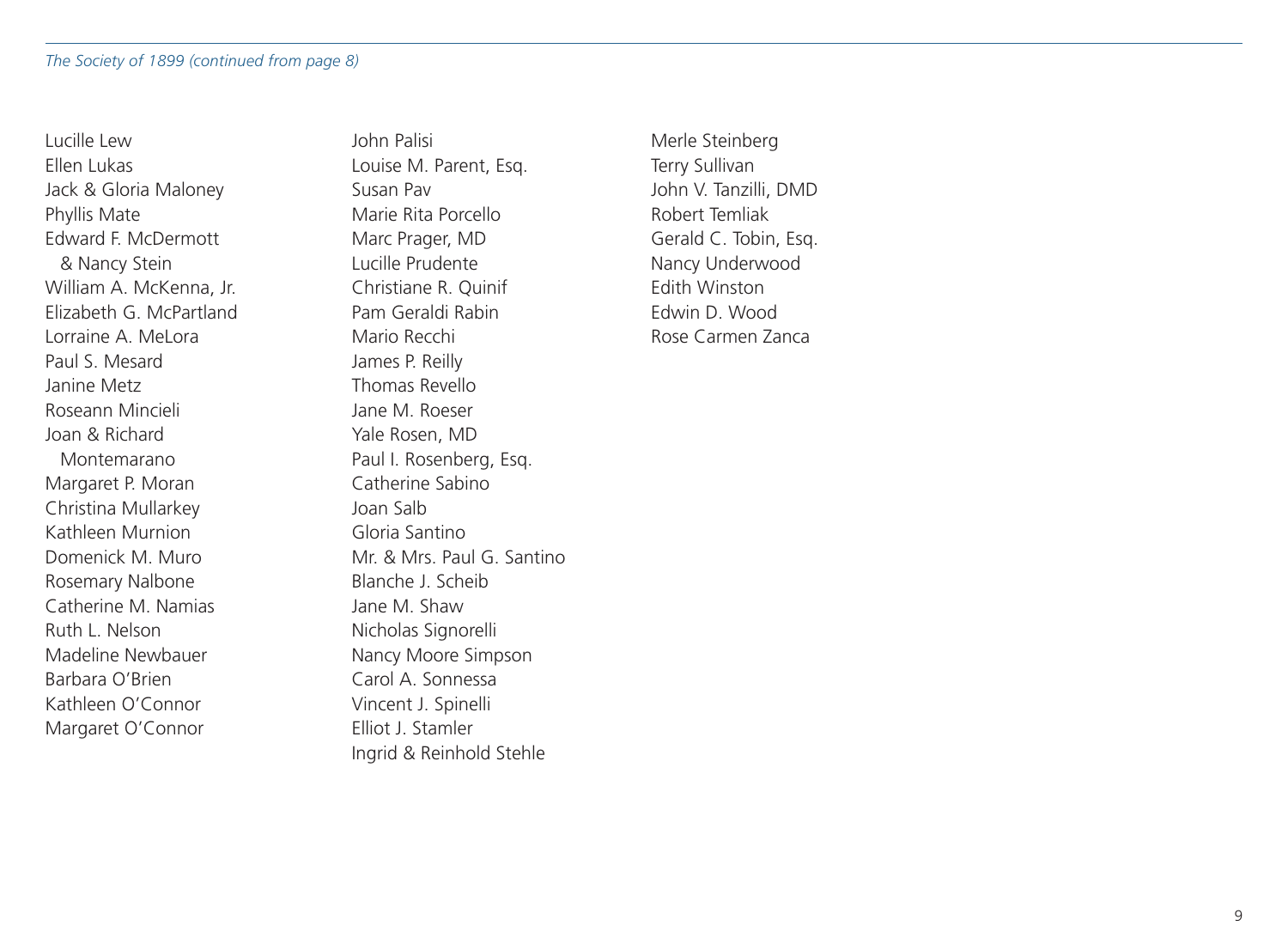*The Society of 1899 (continued from page 8)*

Lucille Lew
Ellen Lukas
Jack & Gloria Maloney
Phyllis Mate
Edward F. McDermott & Nancy Stein
William A. McKenna, Jr.
Elizabeth G. McPartland
Lorraine A. MeLora
Paul S. Mesard
Janine Metz
Roseann Mincieli
Joan & Richard Montemarano
Margaret P. Moran
Christina Mullarkey
Kathleen Murnion
Domenick M. Muro
Rosemary Nalbone
Catherine M. Namias
Ruth L. Nelson
Madeline Newbauer
Barbara O'Brien
Kathleen O'Connor
Margaret O'Connor
John Palisi
Louise M. Parent, Esq.
Susan Pav
Marie Rita Porcello
Marc Prager, MD
Lucille Prudente
Christiane R. Quinif
Pam Geraldi Rabin
Mario Recchi
James P. Reilly
Thomas Revello
Jane M. Roeser
Yale Rosen, MD
Paul I. Rosenberg, Esq.
Catherine Sabino
Joan Salb
Gloria Santino
Mr. & Mrs. Paul G. Santino
Blanche J. Scheib
Jane M. Shaw
Nicholas Signorelli
Nancy Moore Simpson
Carol A. Sonnessa
Vincent J. Spinelli
Elliot J. Stamler
Ingrid & Reinhold Stehle
Merle Steinberg
Terry Sullivan
John V. Tanzilli, DMD
Robert Temliak
Gerald C. Tobin, Esq.
Nancy Underwood
Edith Winston
Edwin D. Wood
Rose Carmen Zanca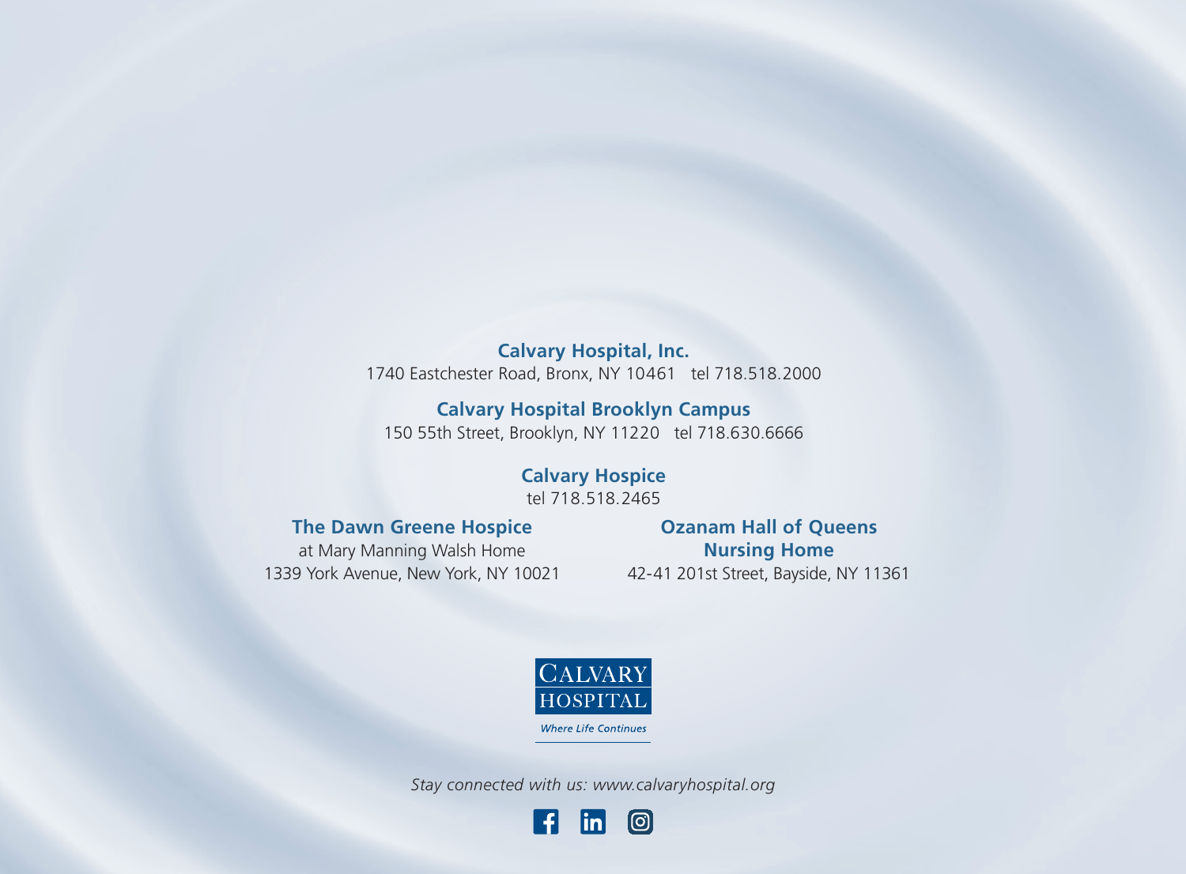**Calvary Hospital, Inc.**
1740 Eastchester Road, Bronx, NY 10461 tel 718.518.2000

**Calvary Hospital Brooklyn Campus**
150 55th Street, Brooklyn, NY 11220 tel 718.630.6666

**Calvary Hospice**
tel 718.518.2465

**The Dawn Greene Hospice**
at Mary Manning Walsh Home
1339 York Avenue, New York, NY 10021

**Ozanam Hall of Queens Nursing Home**
42-41 201st Street, Bayside, NY 11361

CALVARY HOSPITAL

*Where Life Continues*

*Stay connected with us: www.calvaryhospital.org*